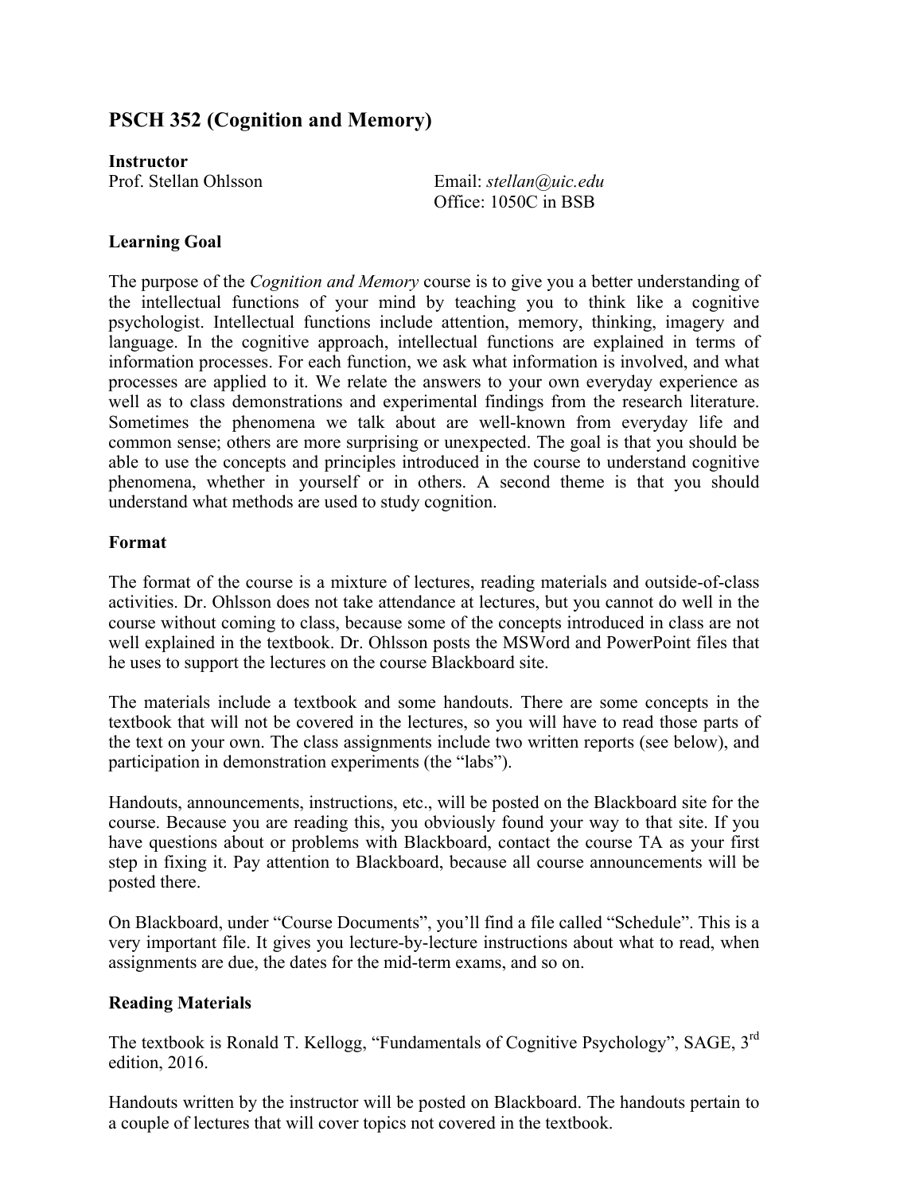# PSCH 352 (Cognition and Memory)

**Instructor**

Prof. Stellan Ohlsson

Email: *stellan@uic.edu*
Office: 1050C in BSB

## Learning Goal

The purpose of the *Cognition and Memory* course is to give you a better understanding of the intellectual functions of your mind by teaching you to think like a cognitive psychologist. Intellectual functions include attention, memory, thinking, imagery and language. In the cognitive approach, intellectual functions are explained in terms of information processes. For each function, we ask what information is involved, and what processes are applied to it. We relate the answers to your own everyday experience as well as to class demonstrations and experimental findings from the research literature. Sometimes the phenomena we talk about are well-known from everyday life and common sense; others are more surprising or unexpected. The goal is that you should be able to use the concepts and principles introduced in the course to understand cognitive phenomena, whether in yourself or in others. A second theme is that you should understand what methods are used to study cognition.

## Format

The format of the course is a mixture of lectures, reading materials and outside-of-class activities. Dr. Ohlsson does not take attendance at lectures, but you cannot do well in the course without coming to class, because some of the concepts introduced in class are not well explained in the textbook. Dr. Ohlsson posts the MSWord and PowerPoint files that he uses to support the lectures on the course Blackboard site.

The materials include a textbook and some handouts. There are some concepts in the textbook that will not be covered in the lectures, so you will have to read those parts of the text on your own. The class assignments include two written reports (see below), and participation in demonstration experiments (the "labs").

Handouts, announcements, instructions, etc., will be posted on the Blackboard site for the course. Because you are reading this, you obviously found your way to that site. If you have questions about or problems with Blackboard, contact the course TA as your first step in fixing it. Pay attention to Blackboard, because all course announcements will be posted there.

On Blackboard, under "Course Documents", you'll find a file called "Schedule". This is a very important file. It gives you lecture-by-lecture instructions about what to read, when assignments are due, the dates for the mid-term exams, and so on.

## Reading Materials

The textbook is Ronald T. Kellogg, "Fundamentals of Cognitive Psychology", SAGE, 3rd edition, 2016.

Handouts written by the instructor will be posted on Blackboard. The handouts pertain to a couple of lectures that will cover topics not covered in the textbook.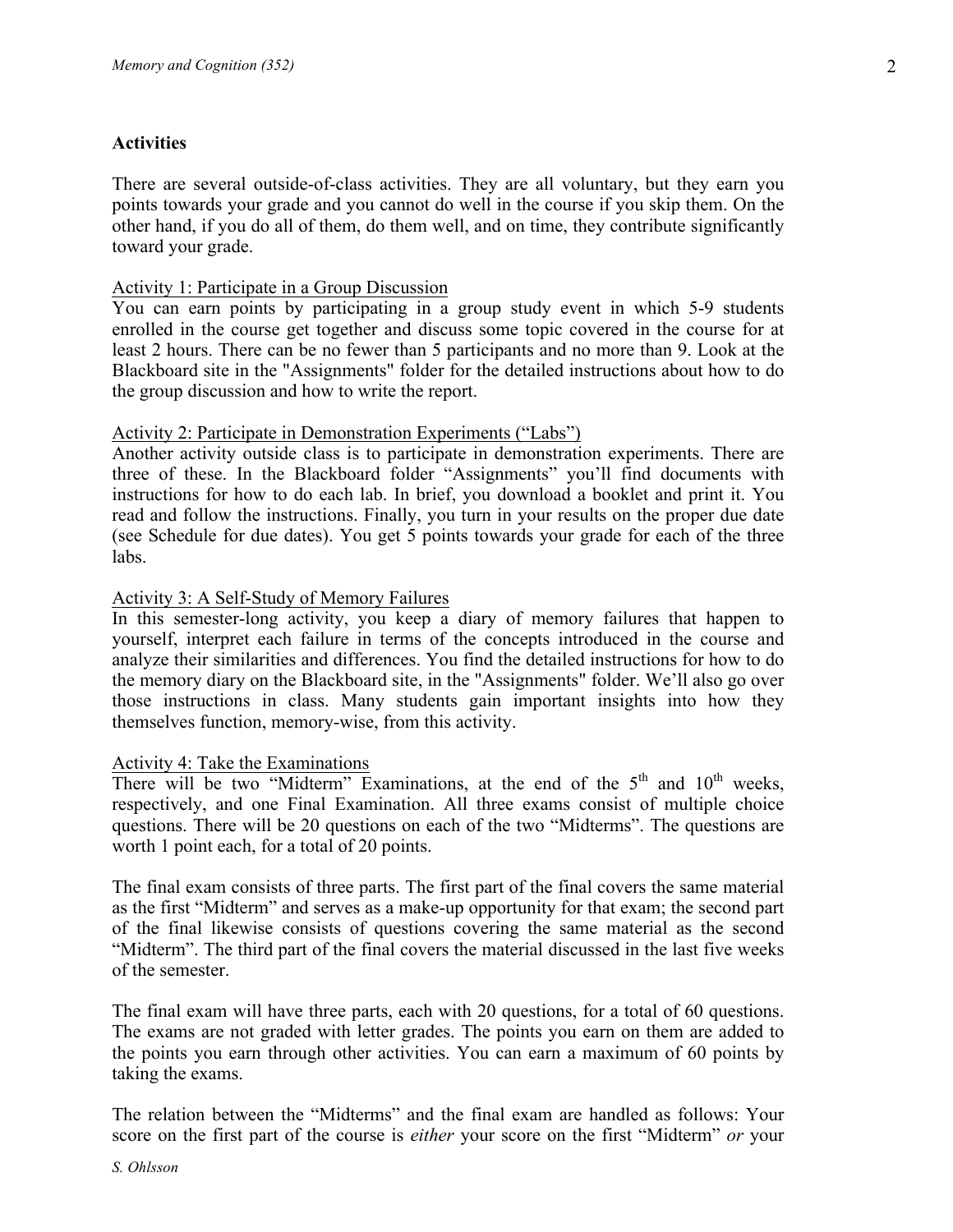## Activities

There are several outside-of-class activities. They are all voluntary, but they earn you points towards your grade and you cannot do well in the course if you skip them. On the other hand, if you do all of them, do them well, and on time, they contribute significantly toward your grade.

<u>Activity 1: Participate in a Group Discussion</u>

You can earn points by participating in a group study event in which 5-9 students enrolled in the course get together and discuss some topic covered in the course for at least 2 hours. There can be no fewer than 5 participants and no more than 9. Look at the Blackboard site in the "Assignments" folder for the detailed instructions about how to do the group discussion and how to write the report.

<u>Activity 2: Participate in Demonstration Experiments ("Labs")</u>

Another activity outside class is to participate in demonstration experiments. There are three of these. In the Blackboard folder "Assignments" you'll find documents with instructions for how to do each lab. In brief, you download a booklet and print it. You read and follow the instructions. Finally, you turn in your results on the proper due date (see Schedule for due dates). You get 5 points towards your grade for each of the three labs.

<u>Activity 3: A Self-Study of Memory Failures</u>

In this semester-long activity, you keep a diary of memory failures that happen to yourself, interpret each failure in terms of the concepts introduced in the course and analyze their similarities and differences. You find the detailed instructions for how to do the memory diary on the Blackboard site, in the "Assignments" folder. We'll also go over those instructions in class. Many students gain important insights into how they themselves function, memory-wise, from this activity.

<u>Activity 4: Take the Examinations</u>

There will be two "Midterm" Examinations, at the end of the 5th and 10th weeks, respectively, and one Final Examination. All three exams consist of multiple choice questions. There will be 20 questions on each of the two "Midterms". The questions are worth 1 point each, for a total of 20 points.

The final exam consists of three parts. The first part of the final covers the same material as the first "Midterm" and serves as a make-up opportunity for that exam; the second part of the final likewise consists of questions covering the same material as the second "Midterm". The third part of the final covers the material discussed in the last five weeks of the semester.

The final exam will have three parts, each with 20 questions, for a total of 60 questions. The exams are not graded with letter grades. The points you earn on them are added to the points you earn through other activities. You can earn a maximum of 60 points by taking the exams.

The relation between the "Midterms" and the final exam are handled as follows: Your score on the first part of the course is *either* your score on the first "Midterm" *or* your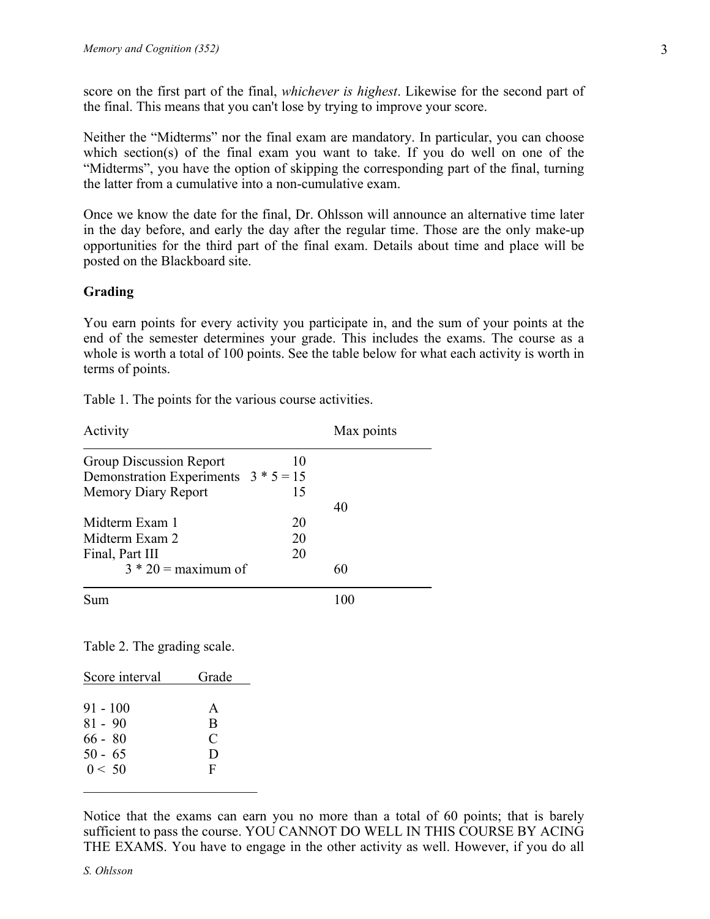score on the first part of the final, *whichever is highest*. Likewise for the second part of the final. This means that you can't lose by trying to improve your score.

Neither the “Midterms” nor the final exam are mandatory. In particular, you can choose which section(s) of the final exam you want to take. If you do well on one of the “Midterms”, you have the option of skipping the corresponding part of the final, turning the latter from a cumulative into a non-cumulative exam.

Once we know the date for the final, Dr. Ohlsson will announce an alternative time later in the day before, and early the day after the regular time. Those are the only make-up opportunities for the third part of the final exam. Details about time and place will be posted on the Blackboard site.

**Grading**

You earn points for every activity you participate in, and the sum of your points at the end of the semester determines your grade. This includes the exams. The course as a whole is worth a total of 100 points. See the table below for what each activity is worth in terms of points.

Table 1. The points for the various course activities.

| Activity | | Max points |
|---|---|---|
| Group Discussion Report | 10 | |
| Demonstration Experiments | 3 * 5 = 15 | |
| Memory Diary Report | 15 | |
| | | 40 |
| Midterm Exam 1 | 20 | |
| Midterm Exam 2 | 20 | |
| Final, Part III | 20 | |
| 3 * 20 = maximum of | | 60 |
| Sum | | 100 |

Table 2. The grading scale.

| Score interval | Grade |
|---|---|
| 91 - 100 | A |
| 81 - 90 | B |
| 66 - 80 | C |
| 50 - 65 | D |
| 0 < 50 | F |

Notice that the exams can earn you no more than a total of 60 points; that is barely sufficient to pass the course. YOU CANNOT DO WELL IN THIS COURSE BY ACING THE EXAMS. You have to engage in the other activity as well. However, if you do all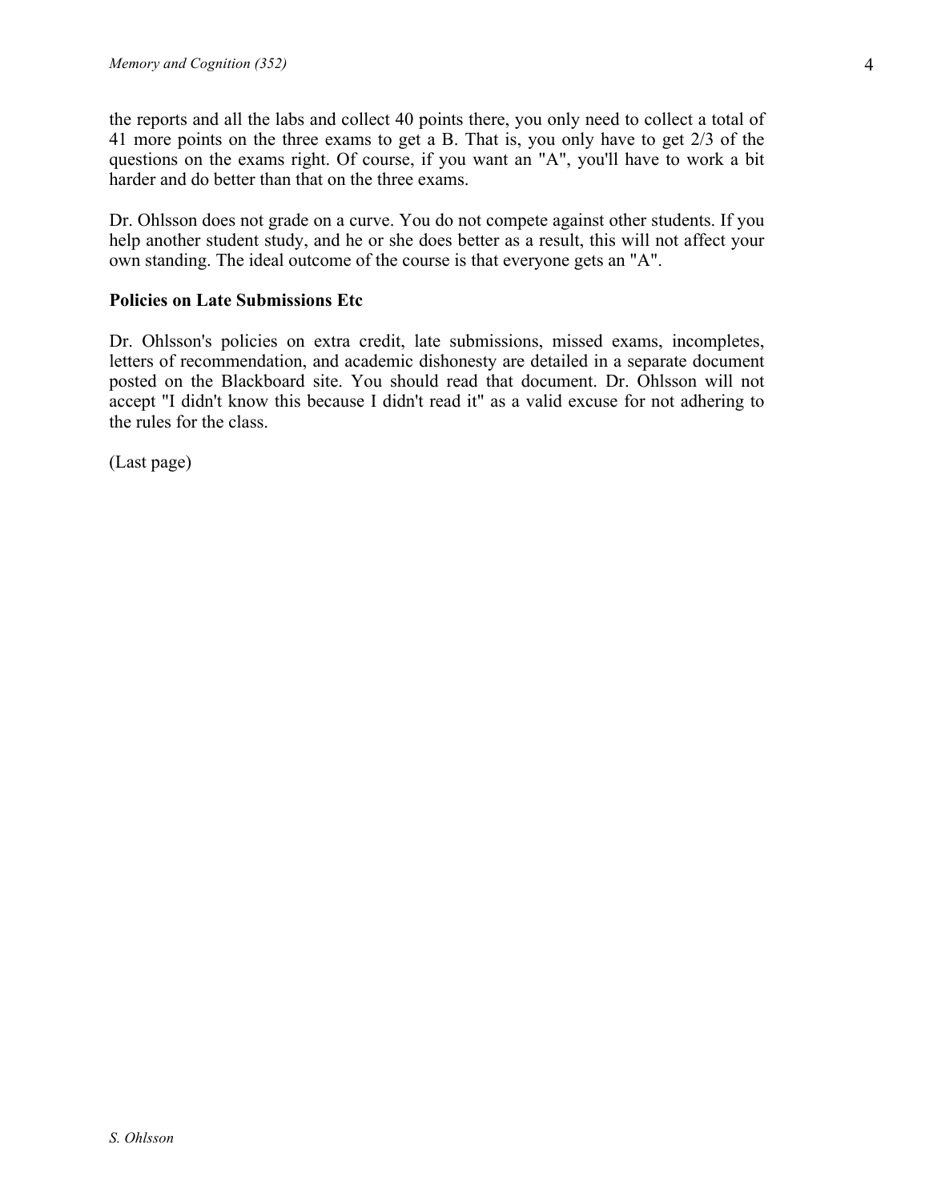the reports and all the labs and collect 40 points there, you only need to collect a total of 41 more points on the three exams to get a B. That is, you only have to get 2/3 of the questions on the exams right. Of course, if you want an "A", you'll have to work a bit harder and do better than that on the three exams.

Dr. Ohlsson does not grade on a curve. You do not compete against other students. If you help another student study, and he or she does better as a result, this will not affect your own standing. The ideal outcome of the course is that everyone gets an "A".

**Policies on Late Submissions Etc**

Dr. Ohlsson's policies on extra credit, late submissions, missed exams, incompletes, letters of recommendation, and academic dishonesty are detailed in a separate document posted on the Blackboard site. You should read that document. Dr. Ohlsson will not accept "I didn't know this because I didn't read it" as a valid excuse for not adhering to the rules for the class.

(Last page)